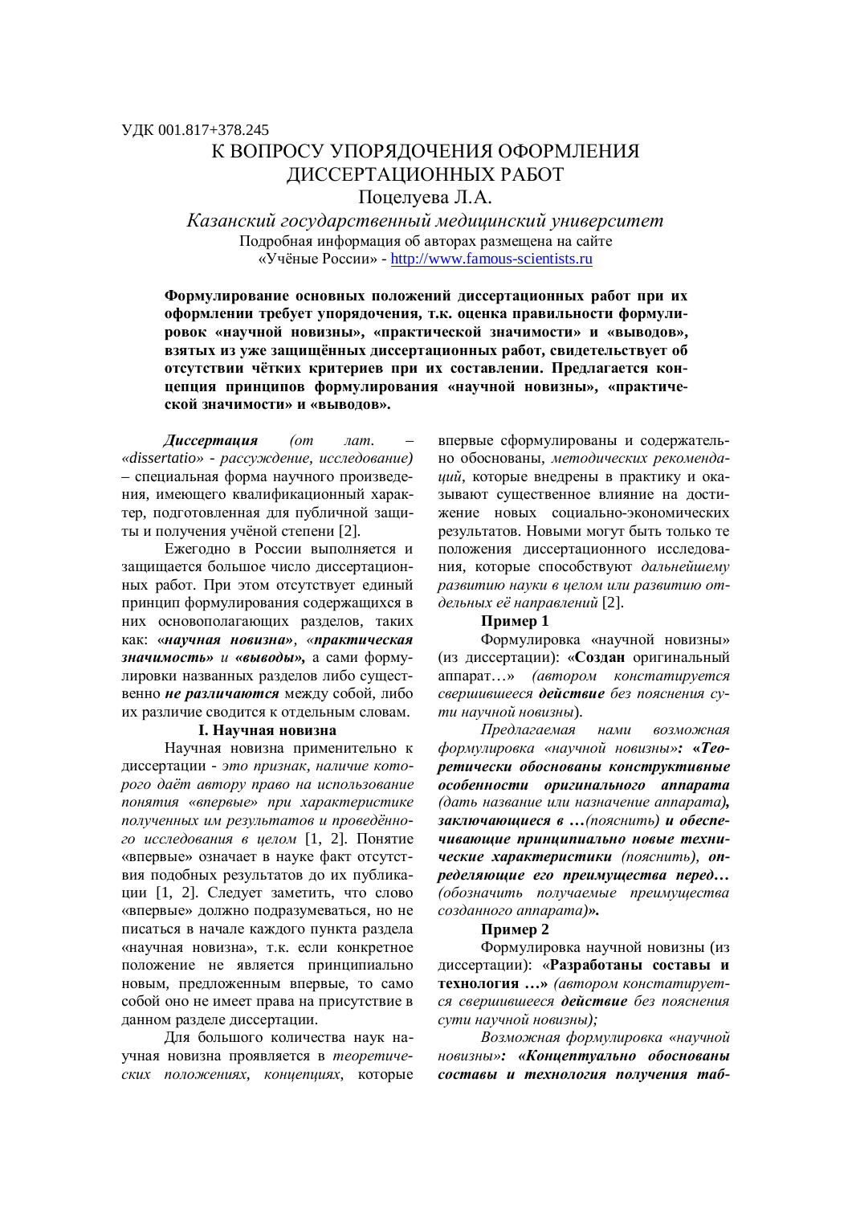УДК 001.817+378.245

# К ВОПРОСУ УПОРЯДОЧЕНИЯ ОФОРМЛЕНИЯ ДИССЕРТАЦИОННЫХ РАБОТ

Поцелуева Л.А.

*Казанский государственный медицинский университет*

Подробная информация об авторах размещена на сайте «Учёные России» - http://www.famous-scientists.ru

**Формулирование основных положений диссертационных работ при их оформлении требует упорядочения, т.к. оценка правильности формулировок «научной новизны», «практической значимости» и «выводов», взятых из уже защищённых диссертационных работ, свидетельствует об отсутствии чётких критериев при их составлении. Предлагается концепция принципов формулирования «научной новизны», «практической значимости» и «выводов».**

***Диссертация*** *(от лат. – «dissertatio» - рассуждение, исследование)* – специальная форма научного произведения, имеющего квалификационный характер, подготовленная для публичной защиты и получения учёной степени [2].

Ежегодно в России выполняется и защищается большое число диссертационных работ. При этом отсутствует единый принцип формулирования содержащихся в них основополагающих разделов, таких как: ***«научная новизна»***, ***«практическая значимость»*** и ***«выводы»***, а сами формулировки названных разделов либо существенно ***не различаются*** между собой, либо их различие сводится к отдельным словам.

## I. Научная новизна

Научная новизна применительно к диссертации - *это признак, наличие которого даёт автору право на использование понятия «впервые» при характеристике полученных им результатов и проведённого исследования в целом* [1, 2]. Понятие «впервые» означает в науке факт отсутствия подобных результатов до их публикации [1, 2]. Следует заметить, что слово «впервые» должно подразумеваться, но не писаться в начале каждого пункта раздела «научная новизна», т.к. если конкретное положение не является принципиально новым, предложенным впервые, то само собой оно не имеет права на присутствие в данном разделе диссертации.

Для большого количества наук научная новизна проявляется в *теоретических положениях, концепциях*, которые впервые сформулированы и содержательно обоснованы, *методических рекомендаций*, которые внедрены в практику и оказывают существенное влияние на достижение новых социально-экономических результатов. Новыми могут быть только те положения диссертационного исследования, которые способствуют *дальнейшему развитию науки в целом или развитию отдельных её направлений* [2].

**Пример 1**

Формулировка «научной новизны» (из диссертации): «**Создан** оригинальный аппарат…» *(автором констатируется свершившееся* ***действие*** *без пояснения сути научной новизны*).

*Предлагаемая нами возможная формулировка «научной новизны»****: «Теоретически обоснованы конструктивные особенности оригинального аппарата*** *(дать название или назначение аппарата)****, заключающиеся в …****(пояснить)* ***и обеспечивающие принципиально новые технические характеристики*** *(пояснить),* ***определяющие его преимущества перед…*** *(обозначить получаемые преимущества созданного аппарата)****».***

**Пример 2**

Формулировка научной новизны (из диссертации): «**Разработаны составы и технология …»** *(автором констатируется свершившееся* ***действие*** *без пояснения сути научной новизны);*

*Возможная формулировка «научной новизны»****: «Концептуально обоснованы составы и технология получения таб-***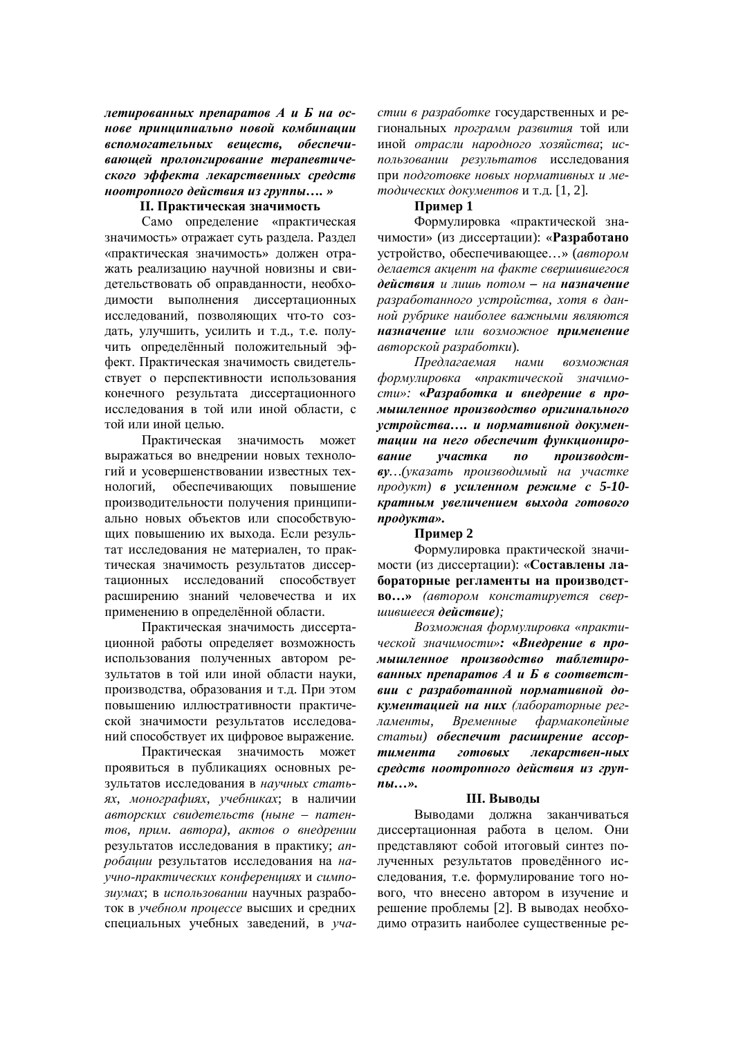***летированных препаратов А и Б на основе принципиально новой комбинации вспомогательных веществ, обеспечивающей пролонгирование терапевтического эффекта лекарственных средств ноотропного действия из группы…. »***

## II. Практическая значимость

Само определение «практическая значимость» отражает суть раздела. Раздел «практическая значимость» должен отражать реализацию научной новизны и свидетельствовать об оправданности, необходимости выполнения диссертационных исследований, позволяющих что-то создать, улучшить, усилить и т.д., т.е. получить определённый положительный эффект. Практическая значимость свидетельствует о перспективности использования конечного результата диссертационного исследования в той или иной области, с той или иной целью.

Практическая значимость может выражаться во внедрении новых технологий и усовершенствовании известных технологий, обеспечивающих повышение производительности получения принципиально новых объектов или способствующих повышению их выхода. Если результат исследования не материален, то практическая значимость результатов диссертационных исследований способствует расширению знаний человечества и их применению в определённой области.

Практическая значимость диссертационной работы определяет возможность использования полученных автором результатов в той или иной области науки, производства, образования и т.д. При этом повышению иллюстративности практической значимости результатов исследований способствует их цифровое выражение.

Практическая значимость может проявиться в публикациях основных результатов исследования в *научных статьях, монографиях, учебниках*; в наличии *авторских свидетельств (ныне – патентов, прим. автора), актов о внедрении* результатов исследования в практику; *апробации* результатов исследования на *научно-практических конференциях и симпозиумах*; в *использовании* научных разработок в *учебном процессе* высших и средних специальных учебных заведений, в *участии в разработке* государственных и региональных *программ развития* той или иной *отрасли народного хозяйства*; *использовании результатов* исследования при *подготовке новых нормативных и методических документов* и т.д. [1, 2].

**Пример 1**

Формулировка «практической значимости» (из диссертации): «**Разработано** устройство, обеспечивающее…» (*автором делается акцент на факте свершившегося **действия** и лишь потом – на **назначение** разработанного устройства, хотя в данной рубрике наиболее важными являются **назначение** или возможное **применение** авторской разработки*).

*Предлагаемая нами возможная формулировка «практической значимости»:* ***«Разработка и внедрение в промышленное производство оригинального устройства…. и нормативной документации на него обеспечит функционирование участка по производству***…*(указать производимый на участке продукт)* ***в усиленном режиме с 5-10-кратным увеличением выхода готового продукта».***

**Пример 2**

Формулировка практической значимости (из диссертации): «**Составлены лабораторные регламенты на производство…»** *(автором констатируется свершившееся **действие**);*

*Возможная формулировка «практической значимости»:* ***«Внедрение в промышленное производство таблетированных препаратов А и Б в соответствии с разработанной нормативной документацией на них*** *(лабораторные регламенты, Временные фармакопейные статьи)* ***обеспечит расширение ассортимента готовых лекарствен-ных средств ноотропного действия из группы…».***

## III. Выводы

Выводами должна заканчиваться диссертационная работа в целом. Они представляют собой итоговый синтез полученных результатов проведённого исследования, т.е. формулирование того нового, что внесено автором в изучение и решение проблемы [2]. В выводах необходимо отразить наиболее существенные ре-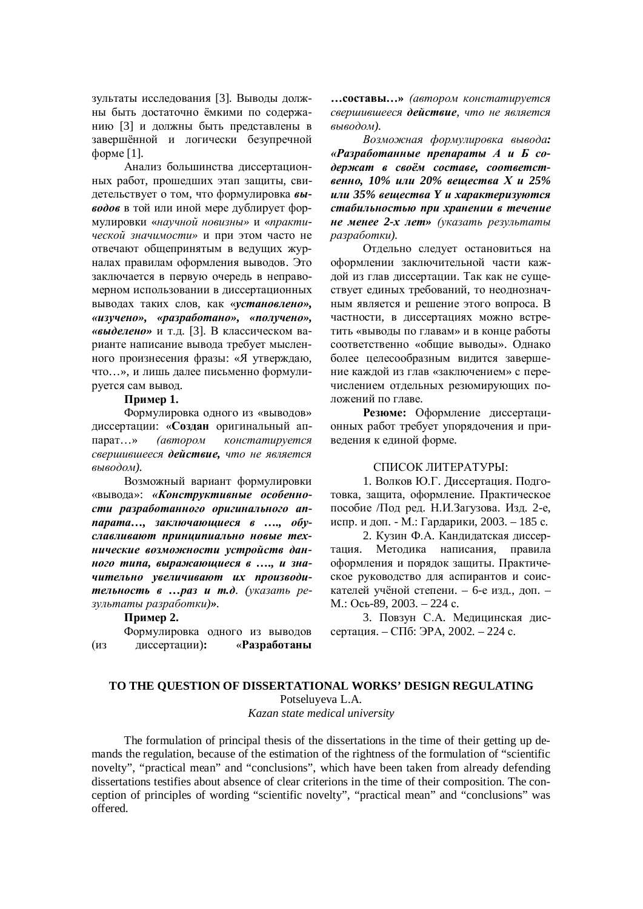зультаты исследования [3]. Выводы должны быть достаточно ёмкими по содержанию [3] и должны быть представлены в завершённой и логически безупречной форме [1].

Анализ большинства диссертационных работ, прошедших этап защиты, свидетельствует о том, что формулировка ***выводов*** в той или иной мере дублирует формулировки «*научной новизны*» и «*практической значимости*» и при этом часто не отвечают общепринятым в ведущих журналах правилам оформления выводов. Это заключается в первую очередь в неправомерном использовании в диссертационных выводах таких слов, как ***«установлено», «изучено», «разработано», «получено», «выделено»*** и т.д. [3]. В классическом варианте написание вывода требует мысленного произнесения фразы: «Я утверждаю, что…», и лишь далее письменно формулируется сам вывод.

**Пример 1.**

Формулировка одного из «выводов» диссертации: «**Создан** оригинальный аппарат…» *(автором констатируется свершившееся **действие,** что не является выводом).*

Возможный вариант формулировки «вывода»: ***«Конструктивные особенности разработанного оригинального аппарата…, заключающиеся в …., обуславливают принципиально новые технические возможности устройств данного типа, выражающиеся в …., и значительно увеличивают их производительность в …раз и т.д***. *(указать результаты разработки)***».**

**Пример 2.**

Формулировка одного из выводов (из диссертации)**:** «**Разработаны …составы…»** *(автором констатируется свершившееся **действие**, что не является выводом).*

*Возможная формулировка вывода****: «Разработанные препараты А и Б содержат в своём составе, соответственно, 10% или 20% вещества X и 25% или 35% вещества Y и характеризуются стабильностью при хранении в течение не менее 2-х лет»*** *(указать результаты разработки).*

Отдельно следует остановиться на оформлении заключительной части каждой из глав диссертации. Так как не существует единых требований, то неоднозначным является и решение этого вопроса. В частности, в диссертациях можно встретить «выводы по главам» и в конце работы соответственно «общие выводы». Однако более целесообразным видится завершение каждой из глав «заключением» с перечислением отдельных резюмирующих положений по главе.

**Резюме:** Оформление диссертационных работ требует упорядочения и приведения к единой форме.

СПИСОК ЛИТЕРАТУРЫ:

1. Волков Ю.Г. Диссертация. Подготовка, защита, оформление. Практическое пособие /Под ред. Н.И.Загузова. Изд. 2-е, испр. и доп. - М.: Гардарики, 2003. – 185 с.
2. Кузин Ф.А. Кандидатская диссертация. Методика написания, правила оформления и порядок защиты. Практическое руководство для аспирантов и соискателей учёной степени. – 6-е изд., доп. – М.: Ось-89, 2003. – 224 с.
3. Повзун С.А. Медицинская диссертация. – СПб: ЭРА, 2002. – 224 с.

## TO THE QUESTION OF DISSERTATIONAL WORKS' DESIGN REGULATING

Potseluyeva L.A.

*Kazan state medical university*

The formulation of principal thesis of the dissertations in the time of their getting up demands the regulation, because of the estimation of the rightness of the formulation of "scientific novelty", "practical mean" and "conclusions", which have been taken from already defending dissertations testifies about absence of clear criterions in the time of their composition. The conception of principles of wording "scientific novelty", "practical mean" and "conclusions" was offered.